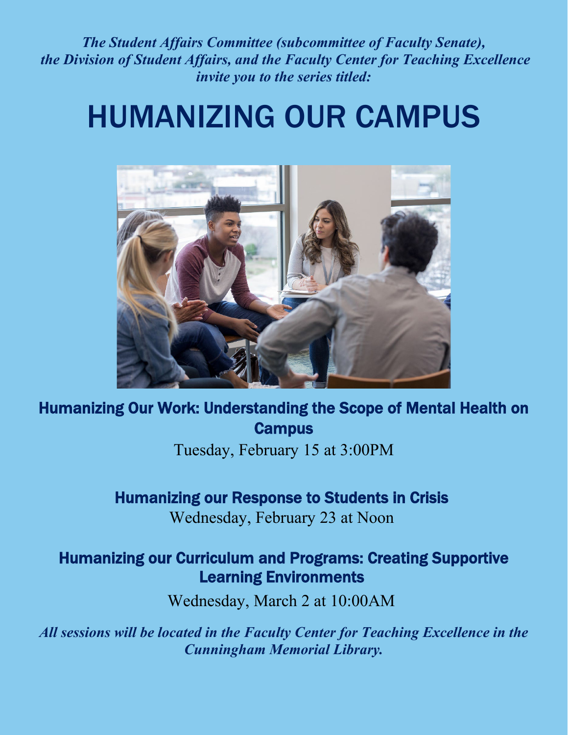***The Student Affairs Committee (subcommittee of Faculty Senate), the Division of Student Affairs, and the Faculty Center for Teaching Excellence invite you to the series titled:***

# HUMANIZING OUR CAMPUS

### Humanizing Our Work: Understanding the Scope of Mental Health on Campus

Tuesday, February 15 at 3:00PM

### Humanizing our Response to Students in Crisis

Wednesday, February 23 at Noon

### Humanizing our Curriculum and Programs: Creating Supportive Learning Environments

Wednesday, March 2 at 10:00AM

***All sessions will be located in the Faculty Center for Teaching Excellence in the Cunningham Memorial Library.***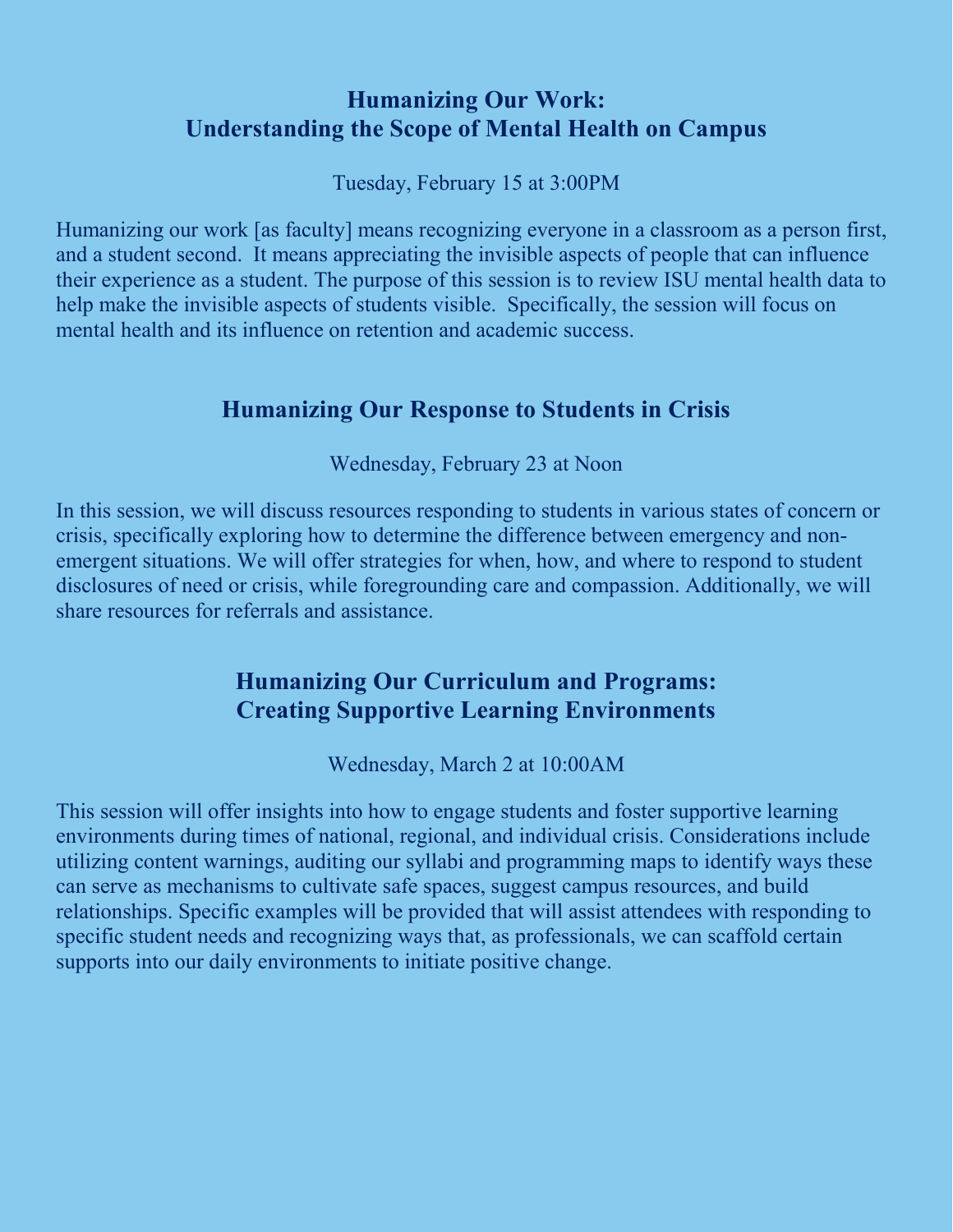## Humanizing Our Work: Understanding the Scope of Mental Health on Campus

Tuesday, February 15 at 3:00PM

Humanizing our work [as faculty] means recognizing everyone in a classroom as a person first, and a student second. It means appreciating the invisible aspects of people that can influence their experience as a student. The purpose of this session is to review ISU mental health data to help make the invisible aspects of students visible. Specifically, the session will focus on mental health and its influence on retention and academic success.

## Humanizing Our Response to Students in Crisis

Wednesday, February 23 at Noon

In this session, we will discuss resources responding to students in various states of concern or crisis, specifically exploring how to determine the difference between emergency and non-emergent situations. We will offer strategies for when, how, and where to respond to student disclosures of need or crisis, while foregrounding care and compassion. Additionally, we will share resources for referrals and assistance.

## Humanizing Our Curriculum and Programs: Creating Supportive Learning Environments

Wednesday, March 2 at 10:00AM

This session will offer insights into how to engage students and foster supportive learning environments during times of national, regional, and individual crisis. Considerations include utilizing content warnings, auditing our syllabi and programming maps to identify ways these can serve as mechanisms to cultivate safe spaces, suggest campus resources, and build relationships. Specific examples will be provided that will assist attendees with responding to specific student needs and recognizing ways that, as professionals, we can scaffold certain supports into our daily environments to initiate positive change.